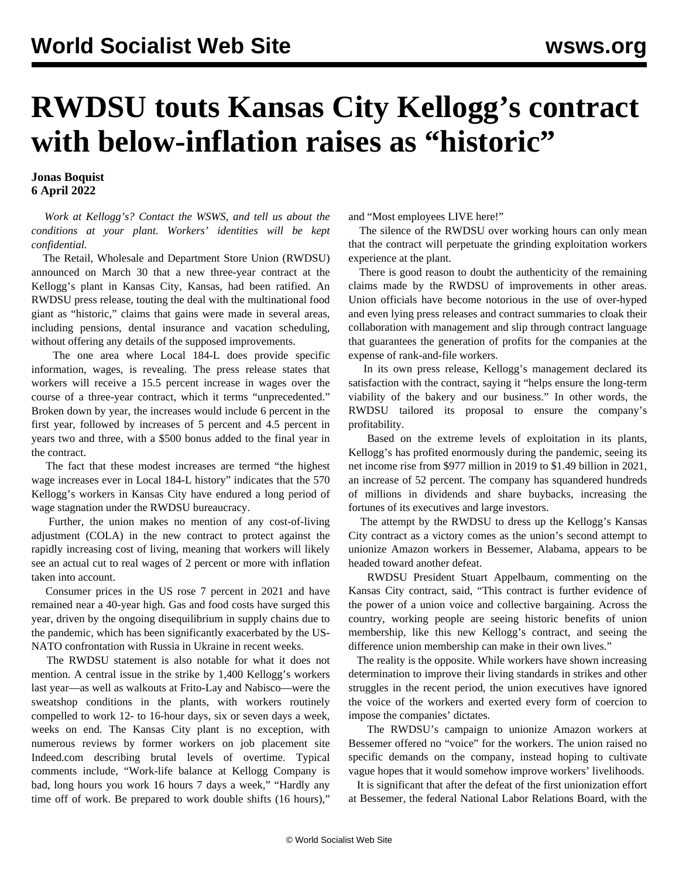# RWDSU touts Kansas City Kellogg's contract with below-inflation raises as "historic"

**Jonas Boquist**
**6 April 2022**

*Work at Kellogg's? Contact the WSWS, and tell us about the conditions at your plant. Workers' identities will be kept confidential.*

The Retail, Wholesale and Department Store Union (RWDSU) announced on March 30 that a new three-year contract at the Kellogg's plant in Kansas City, Kansas, had been ratified. An RWDSU press release, touting the deal with the multinational food giant as "historic," claims that gains were made in several areas, including pensions, dental insurance and vacation scheduling, without offering any details of the supposed improvements.

The one area where Local 184-L does provide specific information, wages, is revealing. The press release states that workers will receive a 15.5 percent increase in wages over the course of a three-year contract, which it terms "unprecedented." Broken down by year, the increases would include 6 percent in the first year, followed by increases of 5 percent and 4.5 percent in years two and three, with a $500 bonus added to the final year in the contract.

The fact that these modest increases are termed "the highest wage increases ever in Local 184-L history" indicates that the 570 Kellogg's workers in Kansas City have endured a long period of wage stagnation under the RWDSU bureaucracy.

Further, the union makes no mention of any cost-of-living adjustment (COLA) in the new contract to protect against the rapidly increasing cost of living, meaning that workers will likely see an actual cut to real wages of 2 percent or more with inflation taken into account.

Consumer prices in the US rose 7 percent in 2021 and have remained near a 40-year high. Gas and food costs have surged this year, driven by the ongoing disequilibrium in supply chains due to the pandemic, which has been significantly exacerbated by the US-NATO confrontation with Russia in Ukraine in recent weeks.

The RWDSU statement is also notable for what it does not mention. A central issue in the strike by 1,400 Kellogg's workers last year—as well as walkouts at Frito-Lay and Nabisco—were the sweatshop conditions in the plants, with workers routinely compelled to work 12- to 16-hour days, six or seven days a week, weeks on end. The Kansas City plant is no exception, with numerous reviews by former workers on job placement site Indeed.com describing brutal levels of overtime. Typical comments include, "Work-life balance at Kellogg Company is bad, long hours you work 16 hours 7 days a week," "Hardly any time off of work. Be prepared to work double shifts (16 hours)," and "Most employees LIVE here!"

The silence of the RWDSU over working hours can only mean that the contract will perpetuate the grinding exploitation workers experience at the plant.

There is good reason to doubt the authenticity of the remaining claims made by the RWDSU of improvements in other areas. Union officials have become notorious in the use of over-hyped and even lying press releases and contract summaries to cloak their collaboration with management and slip through contract language that guarantees the generation of profits for the companies at the expense of rank-and-file workers.

In its own press release, Kellogg's management declared its satisfaction with the contract, saying it "helps ensure the long-term viability of the bakery and our business." In other words, the RWDSU tailored its proposal to ensure the company's profitability.

Based on the extreme levels of exploitation in its plants, Kellogg's has profited enormously during the pandemic, seeing its net income rise from $977 million in 2019 to $1.49 billion in 2021, an increase of 52 percent. The company has squandered hundreds of millions in dividends and share buybacks, increasing the fortunes of its executives and large investors.

The attempt by the RWDSU to dress up the Kellogg's Kansas City contract as a victory comes as the union's second attempt to unionize Amazon workers in Bessemer, Alabama, appears to be headed toward another defeat.

RWDSU President Stuart Appelbaum, commenting on the Kansas City contract, said, "This contract is further evidence of the power of a union voice and collective bargaining. Across the country, working people are seeing historic benefits of union membership, like this new Kellogg's contract, and seeing the difference union membership can make in their own lives."

The reality is the opposite. While workers have shown increasing determination to improve their living standards in strikes and other struggles in the recent period, the union executives have ignored the voice of the workers and exerted every form of coercion to impose the companies' dictates.

The RWDSU's campaign to unionize Amazon workers at Bessemer offered no "voice" for the workers. The union raised no specific demands on the company, instead hoping to cultivate vague hopes that it would somehow improve workers' livelihoods.

It is significant that after the defeat of the first unionization effort at Bessemer, the federal National Labor Relations Board, with the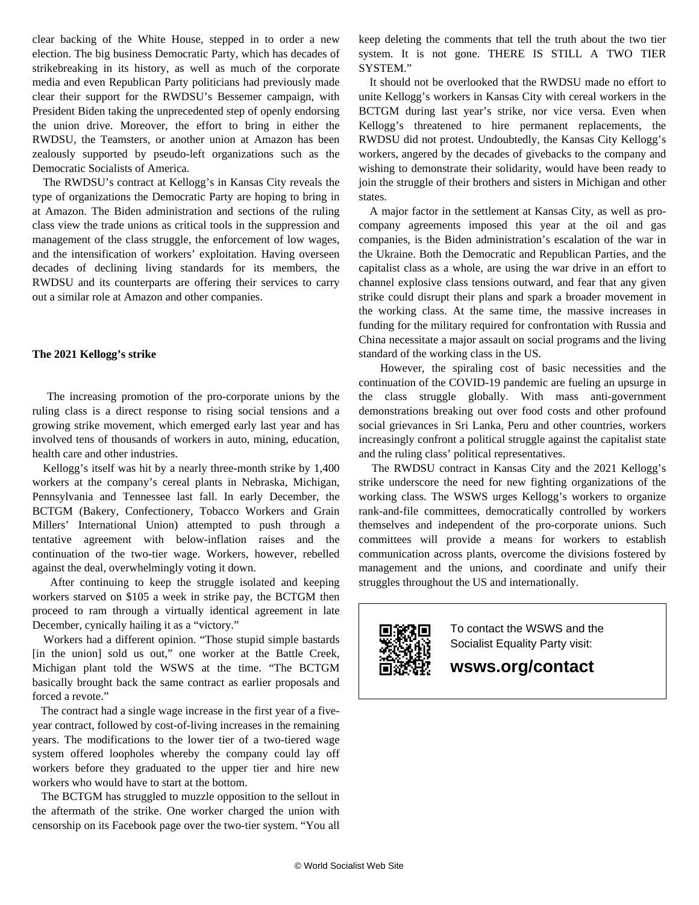clear backing of the White House, stepped in to order a new election. The big business Democratic Party, which has decades of strikebreaking in its history, as well as much of the corporate media and even Republican Party politicians had previously made clear their support for the RWDSU's Bessemer campaign, with President Biden taking the unprecedented step of openly endorsing the union drive. Moreover, the effort to bring in either the RWDSU, the Teamsters, or another union at Amazon has been zealously supported by pseudo-left organizations such as the Democratic Socialists of America.

The RWDSU's contract at Kellogg's in Kansas City reveals the type of organizations the Democratic Party are hoping to bring in at Amazon. The Biden administration and sections of the ruling class view the trade unions as critical tools in the suppression and management of the class struggle, the enforcement of low wages, and the intensification of workers' exploitation. Having overseen decades of declining living standards for its members, the RWDSU and its counterparts are offering their services to carry out a similar role at Amazon and other companies.

**The 2021 Kellogg's strike**

The increasing promotion of the pro-corporate unions by the ruling class is a direct response to rising social tensions and a growing strike movement, which emerged early last year and has involved tens of thousands of workers in auto, mining, education, health care and other industries.

Kellogg's itself was hit by a nearly three-month strike by 1,400 workers at the company's cereal plants in Nebraska, Michigan, Pennsylvania and Tennessee last fall. In early December, the BCTGM (Bakery, Confectionery, Tobacco Workers and Grain Millers' International Union) attempted to push through a tentative agreement with below-inflation raises and the continuation of the two-tier wage. Workers, however, rebelled against the deal, overwhelmingly voting it down.

After continuing to keep the struggle isolated and keeping workers starved on $105 a week in strike pay, the BCTGM then proceed to ram through a virtually identical agreement in late December, cynically hailing it as a "victory."

Workers had a different opinion. "Those stupid simple bastards [in the union] sold us out," one worker at the Battle Creek, Michigan plant told the WSWS at the time. "The BCTGM basically brought back the same contract as earlier proposals and forced a revote."

The contract had a single wage increase in the first year of a five-year contract, followed by cost-of-living increases in the remaining years. The modifications to the lower tier of a two-tiered wage system offered loopholes whereby the company could lay off workers before they graduated to the upper tier and hire new workers who would have to start at the bottom.

The BCTGM has struggled to muzzle opposition to the sellout in the aftermath of the strike. One worker charged the union with censorship on its Facebook page over the two-tier system. "You all keep deleting the comments that tell the truth about the two tier system. It is not gone. THERE IS STILL A TWO TIER SYSTEM."

It should not be overlooked that the RWDSU made no effort to unite Kellogg's workers in Kansas City with cereal workers in the BCTGM during last year's strike, nor vice versa. Even when Kellogg's threatened to hire permanent replacements, the RWDSU did not protest. Undoubtedly, the Kansas City Kellogg's workers, angered by the decades of givebacks to the company and wishing to demonstrate their solidarity, would have been ready to join the struggle of their brothers and sisters in Michigan and other states.

A major factor in the settlement at Kansas City, as well as pro-company agreements imposed this year at the oil and gas companies, is the Biden administration's escalation of the war in the Ukraine. Both the Democratic and Republican Parties, and the capitalist class as a whole, are using the war drive in an effort to channel explosive class tensions outward, and fear that any given strike could disrupt their plans and spark a broader movement in the working class. At the same time, the massive increases in funding for the military required for confrontation with Russia and China necessitate a major assault on social programs and the living standard of the working class in the US.

However, the spiraling cost of basic necessities and the continuation of the COVID-19 pandemic are fueling an upsurge in the class struggle globally. With mass anti-government demonstrations breaking out over food costs and other profound social grievances in Sri Lanka, Peru and other countries, workers increasingly confront a political struggle against the capitalist state and the ruling class' political representatives.

The RWDSU contract in Kansas City and the 2021 Kellogg's strike underscore the need for new fighting organizations of the working class. The WSWS urges Kellogg's workers to organize rank-and-file committees, democratically controlled by workers themselves and independent of the pro-corporate unions. Such committees will provide a means for workers to establish communication across plants, overcome the divisions fostered by management and the unions, and coordinate and unify their struggles throughout the US and internationally.

To contact the WSWS and the Socialist Equality Party visit:

**wsws.org/contact**